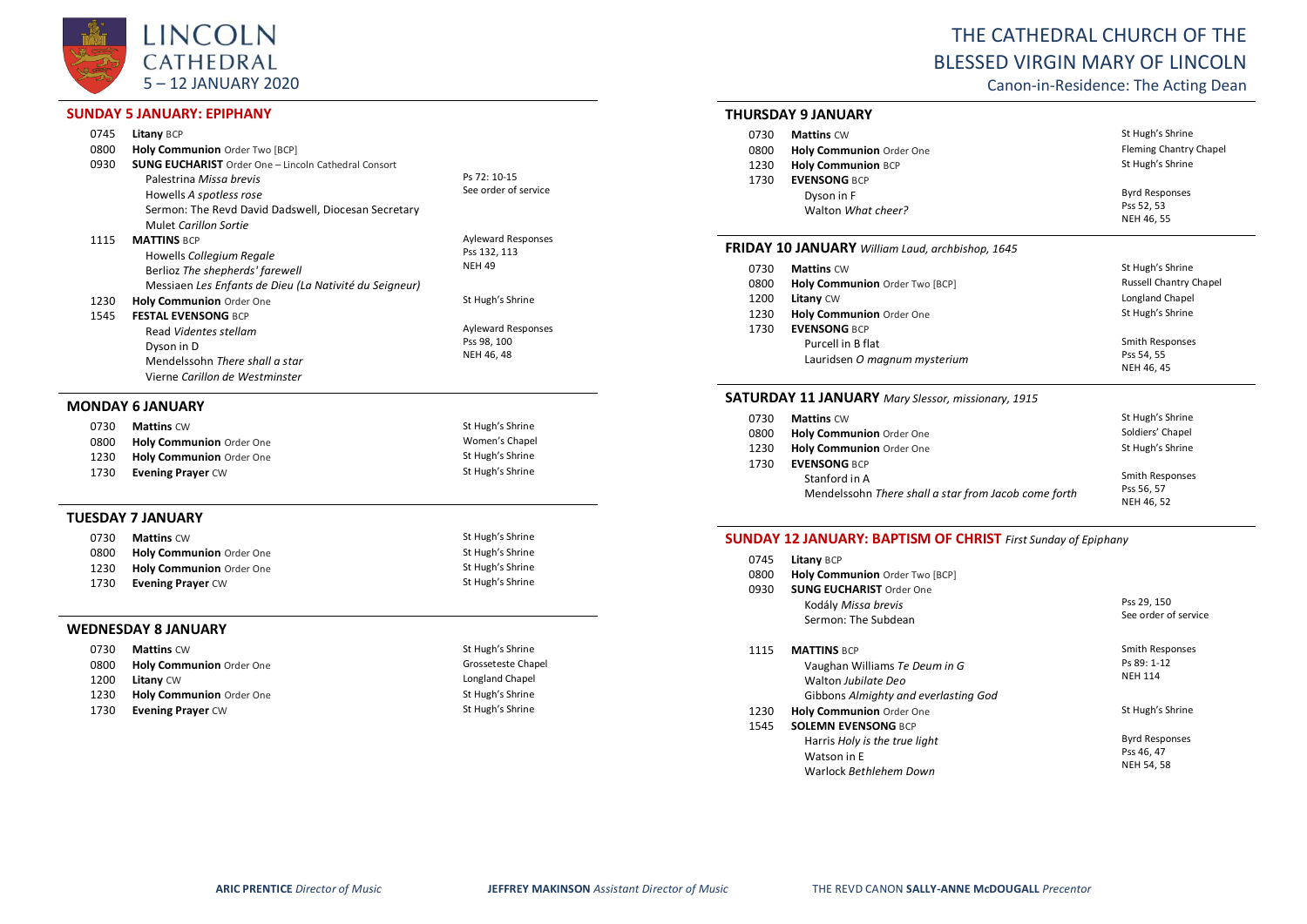# LINCOLN CATHEDRAL

5 – 12 JANUARY 2020

# THE CATHEDRAL CHURCH OF THE BLESSED VIRGIN MARY OF LINCOLN

Canon-in-Residence: The Acting Dean

## SUNDAY 5 JANUARY: EPIPHANY

| | | |
|---|---|---|
| 0745 | **Litany** BCP | |
| 0800 | **Holy Communion** Order Two [BCP] | |
| 0930 | **SUNG EUCHARIST** Order One – Lincoln Cathedral Consort | |
| | Palestrina *Missa brevis* | Ps 72: 10-15 |
| | Howells *A spotless rose* | See order of service |
| | Sermon: The Revd David Dadswell, Diocesan Secretary | |
| | Mulet *Carillon Sortie* | |
| 1115 | **MATTINS** BCP | Ayleward Responses |
| | Howells *Collegium Regale* | Pss 132, 113 |
| | Berlioz *The shepherds' farewell* | NEH 49 |
| | Messiaen *Les Enfants de Dieu (La Nativité du Seigneur)* | |
| 1230 | **Holy Communion** Order One | St Hugh's Shrine |
| 1545 | **FESTAL EVENSONG** BCP | |
| | Read *Videntes stellam* | Ayleward Responses |
| | Dyson in D | Pss 98, 100 |
| | Mendelssohn *There shall a star* | NEH 46, 48 |
| | Vierne *Carillon de Westminster* | |

## MONDAY 6 JANUARY

| | | |
|---|---|---|
| 0730 | **Mattins** CW | St Hugh's Shrine |
| 0800 | **Holy Communion** Order One | Women's Chapel |
| 1230 | **Holy Communion** Order One | St Hugh's Shrine |
| 1730 | **Evening Prayer** CW | St Hugh's Shrine |

## TUESDAY 7 JANUARY

| | | |
|---|---|---|
| 0730 | **Mattins** CW | St Hugh's Shrine |
| 0800 | **Holy Communion** Order One | St Hugh's Shrine |
| 1230 | **Holy Communion** Order One | St Hugh's Shrine |
| 1730 | **Evening Prayer** CW | St Hugh's Shrine |

## WEDNESDAY 8 JANUARY

| | | |
|---|---|---|
| 0730 | **Mattins** CW | St Hugh's Shrine |
| 0800 | **Holy Communion** Order One | Grosseteste Chapel |
| 1200 | **Litany** CW | Longland Chapel |
| 1230 | **Holy Communion** Order One | St Hugh's Shrine |
| 1730 | **Evening Prayer** CW | St Hugh's Shrine |

## THURSDAY 9 JANUARY

| | | |
|---|---|---|
| 0730 | **Mattins** CW | St Hugh's Shrine |
| 0800 | **Holy Communion** Order One | Fleming Chantry Chapel |
| 1230 | **Holy Communion** BCP | St Hugh's Shrine |
| 1730 | **EVENSONG** BCP | |
| | Dyson in F | Byrd Responses |
| | Walton *What cheer?* | Pss 52, 53 |
| | | NEH 46, 55 |

## FRIDAY 10 JANUARY *William Laud, archbishop, 1645*

| | | |
|---|---|---|
| 0730 | **Mattins** CW | St Hugh's Shrine |
| 0800 | **Holy Communion** Order Two [BCP] | Russell Chantry Chapel |
| 1200 | **Litany** CW | Longland Chapel |
| 1230 | **Holy Communion** Order One | St Hugh's Shrine |
| 1730 | **EVENSONG** BCP | |
| | Purcell in B flat | Smith Responses |
| | Lauridsen *O magnum mysterium* | Pss 54, 55 |
| | | NEH 46, 45 |

## SATURDAY 11 JANUARY *Mary Slessor, missionary, 1915*

| | | |
|---|---|---|
| 0730 | **Mattins** CW | St Hugh's Shrine |
| 0800 | **Holy Communion** Order One | Soldiers' Chapel |
| 1230 | **Holy Communion** Order One | St Hugh's Shrine |
| 1730 | **EVENSONG** BCP | |
| | Stanford in A | Smith Responses |
| | Mendelssohn *There shall a star from Jacob come forth* | Pss 56, 57 |
| | | NEH 46, 52 |

## SUNDAY 12 JANUARY: BAPTISM OF CHRIST *First Sunday of Epiphany*

| | | |
|---|---|---|
| 0745 | **Litany** BCP | |
| 0800 | **Holy Communion** Order Two [BCP] | |
| 0930 | **SUNG EUCHARIST** Order One | |
| | Kodály *Missa brevis* | Pss 29, 150 |
| | Sermon: The Subdean | See order of service |
| 1115 | **MATTINS** BCP | Smith Responses |
| | Vaughan Williams *Te Deum in G* | Ps 89: 1-12 |
| | Walton *Jubilate Deo* | NEH 114 |
| | Gibbons *Almighty and everlasting God* | |
| 1230 | **Holy Communion** Order One | St Hugh's Shrine |
| 1545 | **SOLEMN EVENSONG** BCP | |
| | Harris *Holy is the true light* | Byrd Responses |
| | Watson in E | Pss 46, 47 |
| | Warlock *Bethlehem Down* | NEH 54, 58 |

**ARIC PRENTICE** *Director of Music* | **JEFFREY MAKINSON** *Assistant Director of Music* | THE REVD CANON **SALLY-ANNE McDOUGALL** *Precentor*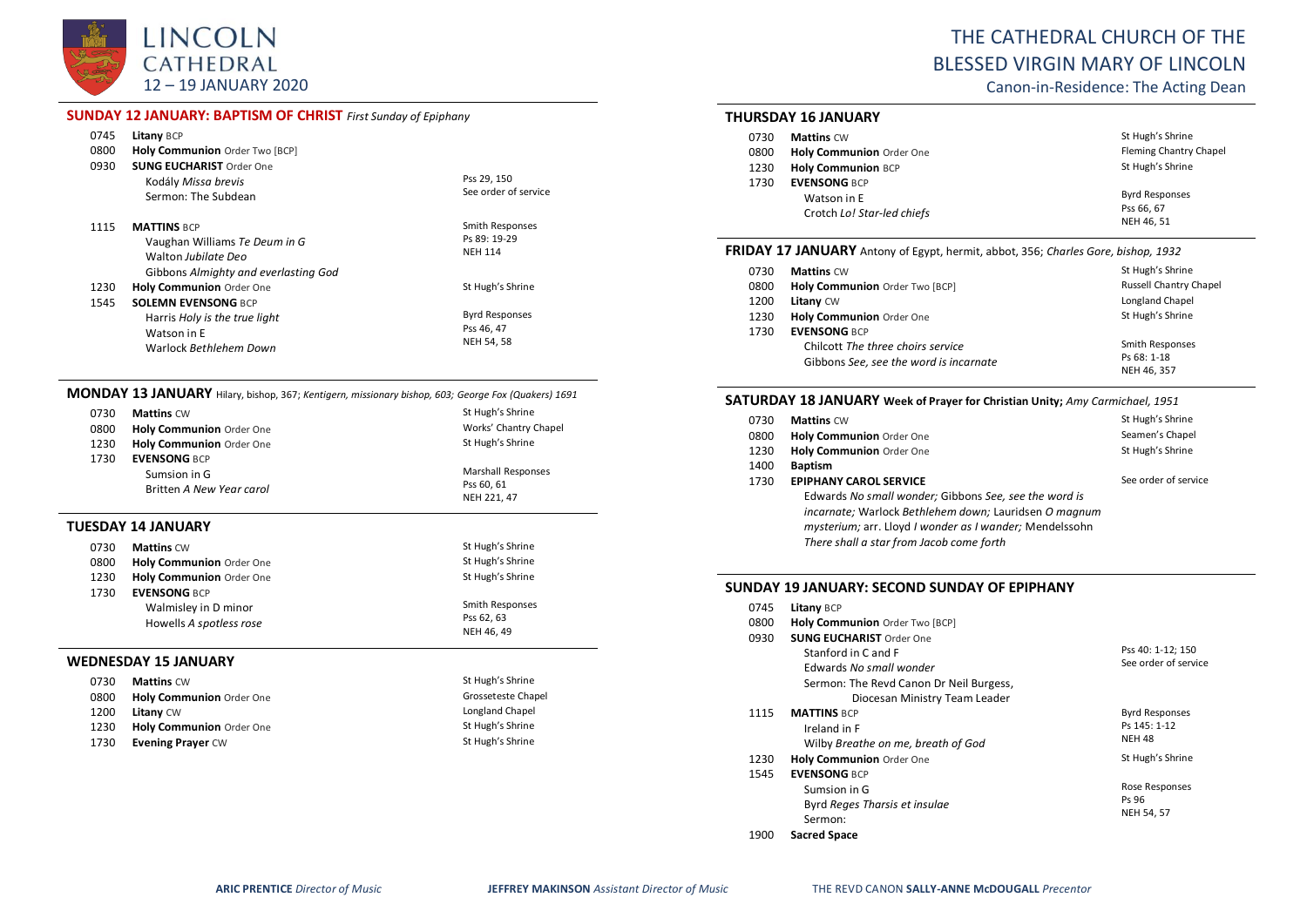# LINCOLN CATHEDRAL

12 – 19 JANUARY 2020

# THE CATHEDRAL CHURCH OF THE BLESSED VIRGIN MARY OF LINCOLN

Canon-in-Residence: The Acting Dean

## SUNDAY 12 JANUARY: BAPTISM OF CHRIST *First Sunday of Epiphany*

| | | |
|---|---|---|
| 0745 | **Litany** BCP | |
| 0800 | **Holy Communion** Order Two [BCP] | |
| 0930 | **SUNG EUCHARIST** Order One<br>Kodály *Missa brevis*<br>Sermon: The Subdean | Pss 29, 150<br>See order of service |
| 1115 | **MATTINS** BCP<br>Vaughan Williams *Te Deum in G*<br>Walton *Jubilate Deo*<br>Gibbons *Almighty and everlasting God* | Smith Responses<br>Ps 89: 19-29<br>NEH 114 |
| 1230 | **Holy Communion** Order One | St Hugh's Shrine |
| 1545 | **SOLEMN EVENSONG** BCP<br>Harris *Holy is the true light*<br>Watson in E<br>Warlock *Bethlehem Down* | Byrd Responses<br>Pss 46, 47<br>NEH 54, 58 |

## MONDAY 13 JANUARY Hilary, bishop, 367; *Kentigern, missionary bishop, 603; George Fox (Quakers) 1691*

| | | |
|---|---|---|
| 0730 | **Mattins** CW | St Hugh's Shrine |
| 0800 | **Holy Communion** Order One | Works' Chantry Chapel |
| 1230 | **Holy Communion** Order One | St Hugh's Shrine |
| 1730 | **EVENSONG** BCP<br>Sumsion in G<br>Britten *A New Year carol* | Marshall Responses<br>Pss 60, 61<br>NEH 221, 47 |

## TUESDAY 14 JANUARY

| | | |
|---|---|---|
| 0730 | **Mattins** CW | St Hugh's Shrine |
| 0800 | **Holy Communion** Order One | St Hugh's Shrine |
| 1230 | **Holy Communion** Order One | St Hugh's Shrine |
| 1730 | **EVENSONG** BCP<br>Walmisley in D minor<br>Howells *A spotless rose* | Smith Responses<br>Pss 62, 63<br>NEH 46, 49 |

## WEDNESDAY 15 JANUARY

| | | |
|---|---|---|
| 0730 | **Mattins** CW | St Hugh's Shrine |
| 0800 | **Holy Communion** Order One | Grosseteste Chapel |
| 1200 | **Litany** CW | Longland Chapel |
| 1230 | **Holy Communion** Order One | St Hugh's Shrine |
| 1730 | **Evening Prayer** CW | St Hugh's Shrine |

## THURSDAY 16 JANUARY

| | | |
|---|---|---|
| 0730 | **Mattins** CW | St Hugh's Shrine |
| 0800 | **Holy Communion** Order One | Fleming Chantry Chapel |
| 1230 | **Holy Communion** BCP | St Hugh's Shrine |
| 1730 | **EVENSONG** BCP<br>Watson in E<br>Crotch *Lo! Star-led chiefs* | Byrd Responses<br>Pss 66, 67<br>NEH 46, 51 |

## FRIDAY 17 JANUARY Antony of Egypt, hermit, abbot, 356; *Charles Gore, bishop, 1932*

| | | |
|---|---|---|
| 0730 | **Mattins** CW | St Hugh's Shrine |
| 0800 | **Holy Communion** Order Two [BCP] | Russell Chantry Chapel |
| 1200 | **Litany** CW | Longland Chapel |
| 1230 | **Holy Communion** Order One | St Hugh's Shrine |
| 1730 | **EVENSONG** BCP<br>Chilcott *The three choirs service*<br>Gibbons *See, see the word is incarnate* | Smith Responses<br>Ps 68: 1-18<br>NEH 46, 357 |

## SATURDAY 18 JANUARY Week of Prayer for Christian Unity; *Amy Carmichael, 1951*

| | | |
|---|---|---|
| 0730 | **Mattins** CW | St Hugh's Shrine |
| 0800 | **Holy Communion** Order One | Seamen's Chapel |
| 1230 | **Holy Communion** Order One | St Hugh's Shrine |
| 1400 | **Baptism** | |
| 1730 | **EPIPHANY CAROL SERVICE**<br>Edwards *No small wonder;* Gibbons *See, see the word is incarnate;* Warlock *Bethlehem down;* Lauridsen *O magnum mysterium;* arr. Lloyd *I wonder as I wander;* Mendelssohn *There shall a star from Jacob come forth* | See order of service |

## SUNDAY 19 JANUARY: SECOND SUNDAY OF EPIPHANY

| | | |
|---|---|---|
| 0745 | **Litany** BCP | |
| 0800 | **Holy Communion** Order Two [BCP] | |
| 0930 | **SUNG EUCHARIST** Order One<br>Stanford in C and F<br>Edwards *No small wonder*<br>Sermon: The Revd Canon Dr Neil Burgess, Diocesan Ministry Team Leader | Pss 40: 1-12; 150<br>See order of service |
| 1115 | **MATTINS** BCP<br>Ireland in F<br>Wilby *Breathe on me, breath of God* | Byrd Responses<br>Ps 145: 1-12<br>NEH 48 |
| 1230 | **Holy Communion** Order One | St Hugh's Shrine |
| 1545 | **EVENSONG** BCP<br>Sumsion in G<br>Byrd *Reges Tharsis et insulae*<br>Sermon: | Rose Responses<br>Ps 96<br>NEH 54, 57 |
| 1900 | **Sacred Space** | |

**ARIC PRENTICE** *Director of Music* **JEFFREY MAKINSON** *Assistant Director of Music* THE REVD CANON **SALLY-ANNE McDOUGALL** *Precentor*